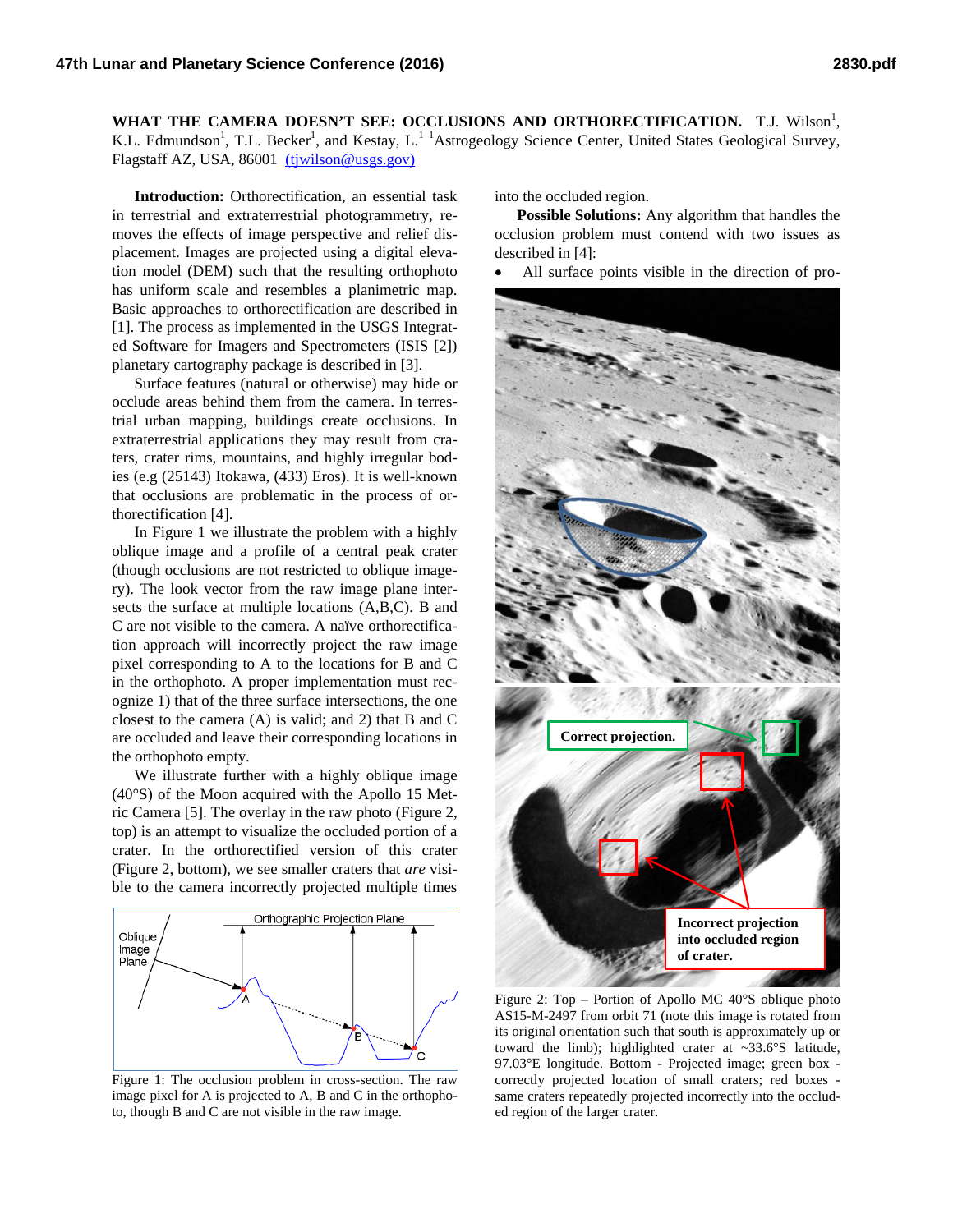**WHAT THE CAMERA DOESN'T SEE: OCCLUSIONS AND ORTHORECTIFICATION.** T.J. Wilson[1], K.L. Edmundson[1], T.L. Becker[1], and Kestay, L.[1] [1]Astrogeology Science Center, United States Geological Survey, Flagstaff AZ, USA, 86001 (tjwilson@usgs.gov)

**Introduction:** Orthorectification, an essential task in terrestrial and extraterrestrial photogrammetry, removes the effects of image perspective and relief displacement. Images are projected using a digital elevation model (DEM) such that the resulting orthophoto has uniform scale and resembles a planimetric map. Basic approaches to orthorectification are described in [1]. The process as implemented in the USGS Integrated Software for Imagers and Spectrometers (ISIS [2]) planetary cartography package is described in [3].

Surface features (natural or otherwise) may hide or occlude areas behind them from the camera. In terrestrial urban mapping, buildings create occlusions. In extraterrestrial applications they may result from craters, crater rims, mountains, and highly irregular bodies (e.g (25143) Itokawa, (433) Eros). It is well-known that occlusions are problematic in the process of orthorectification [4].

In Figure 1 we illustrate the problem with a highly oblique image and a profile of a central peak crater (though occlusions are not restricted to oblique imagery). The look vector from the raw image plane intersects the surface at multiple locations (A,B,C). B and C are not visible to the camera. A naïve orthorectification approach will incorrectly project the raw image pixel corresponding to A to the locations for B and C in the orthophoto. A proper implementation must recognize 1) that of the three surface intersections, the one closest to the camera (A) is valid; and 2) that B and C are occluded and leave their corresponding locations in the orthophoto empty.

We illustrate further with a highly oblique image (40°S) of the Moon acquired with the Apollo 15 Metric Camera [5]. The overlay in the raw photo (Figure 2, top) is an attempt to visualize the occluded portion of a crater. In the orthorectified version of this crater (Figure 2, bottom), we see smaller craters that *are* visible to the camera incorrectly projected multiple times into the occluded region.

Figure 1: The occlusion problem in cross-section. The raw image pixel for A is projected to A, B and C in the orthophoto, though B and C are not visible in the raw image.

Figure 2: Top – Portion of Apollo MC 40°S oblique photo AS15-M-2497 from orbit 71 (note this image is rotated from its original orientation such that south is approximately up or toward the limb); highlighted crater at ~33.6°S latitude, 97.03°E longitude. Bottom - Projected image; green box - correctly projected location of small craters; red boxes - same craters repeatedly projected incorrectly into the occluded region of the larger crater.

**Possible Solutions:** Any algorithm that handles the occlusion problem must contend with two issues as described in [4]:

- All surface points visible in the direction of pro-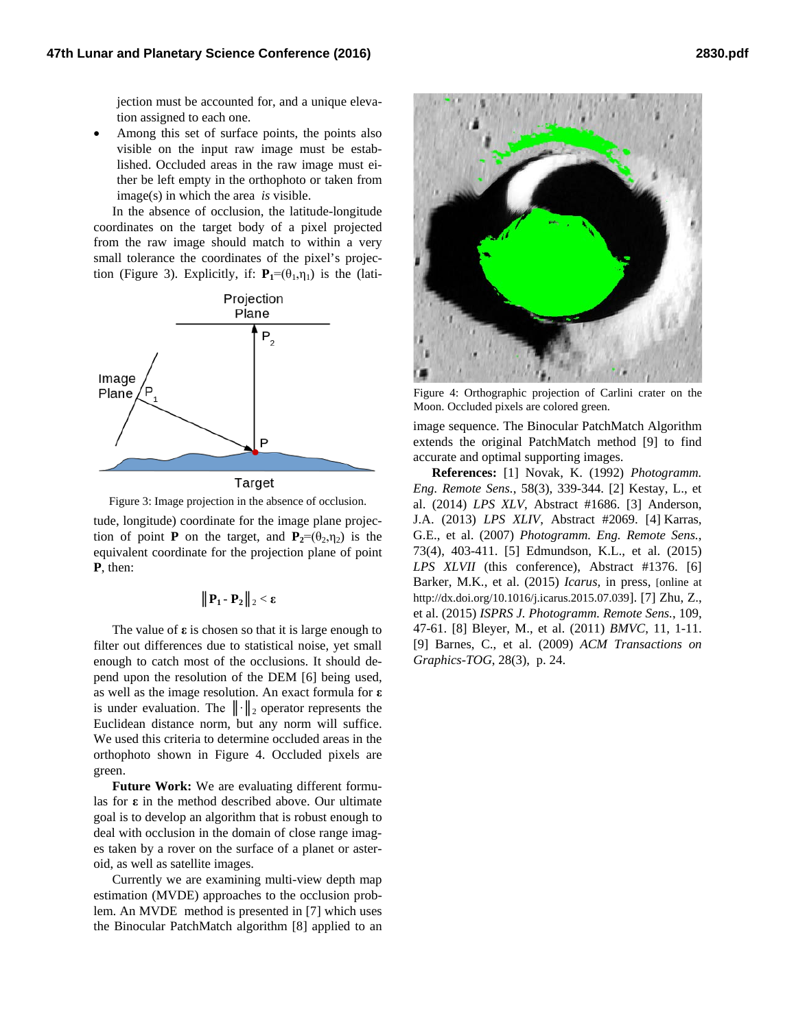jection must be accounted for, and a unique elevation assigned to each one.

- Among this set of surface points, the points also visible on the input raw image must be established. Occluded areas in the raw image must either be left empty in the orthophoto or taken from image(s) in which the area *is* visible.

In the absence of occlusion, the latitude-longitude coordinates on the target body of a pixel projected from the raw image should match to within a very small tolerance the coordinates of the pixel's projection (Figure 3). Explicitly, if: $\mathbf{P_1}=(\theta_1,\eta_1)$ is the (latitude, longitude) coordinate for the image plane projection of point **P** on the target, and $\mathbf{P_2}=(\theta_2,\eta_2)$ is the equivalent coordinate for the projection plane of point **P**, then:

Projection Plane
P2
Image Plane
P1
P
Target

Figure 3: Image projection in the absence of occlusion.

$$\left\| \mathbf{P_1} - \mathbf{P_2} \right\|_2 < \boldsymbol{\varepsilon}$$

The value of $\boldsymbol{\varepsilon}$ is chosen so that it is large enough to filter out differences due to statistical noise, yet small enough to catch most of the occlusions. It should depend upon the resolution of the DEM [6] being used, as well as the image resolution. An exact formula for $\boldsymbol{\varepsilon}$ is under evaluation. The $\left\| \cdot \right\|_2$ operator represents the Euclidean distance norm, but any norm will suffice. We used this criteria to determine occluded areas in the orthophoto shown in Figure 4. Occluded pixels are green.

**Future Work:** We are evaluating different formulas for $\boldsymbol{\varepsilon}$ in the method described above. Our ultimate goal is to develop an algorithm that is robust enough to deal with occlusion in the domain of close range images taken by a rover on the surface of a planet or asteroid, as well as satellite images.

Currently we are examining multi-view depth map estimation (MVDE) approaches to the occlusion problem. An MVDE method is presented in [7] which uses the Binocular PatchMatch algorithm [8] applied to an image sequence. The Binocular PatchMatch Algorithm extends the original PatchMatch method [9] to find accurate and optimal supporting images.

Figure 4: Orthographic projection of Carlini crater on the Moon. Occluded pixels are colored green.

**References:** [1] Novak, K. (1992) *Photogramm. Eng. Remote Sens.*, 58(3), 339-344. [2] Kestay, L., et al. (2014) *LPS XLV*, Abstract #1686. [3] Anderson, J.A. (2013) *LPS XLIV*, Abstract #2069. [4] Karras, G.E., et al. (2007) *Photogramm. Eng. Remote Sens.*, 73(4), 403-411. [5] Edmundson, K.L., et al. (2015) *LPS XLVII* (this conference), Abstract #1376. [6] Barker, M.K., et al. (2015) *Icarus*, in press, [online at http://dx.doi.org/10.1016/j.icarus.2015.07.039]. [7] Zhu, Z., et al. (2015) *ISPRS J. Photogramm. Remote Sens.*, 109, 47-61. [8] Bleyer, M., et al. (2011) *BMVC*, 11, 1-11. [9] Barnes, C., et al. (2009) *ACM Transactions on Graphics-TOG*, 28(3), p. 24.